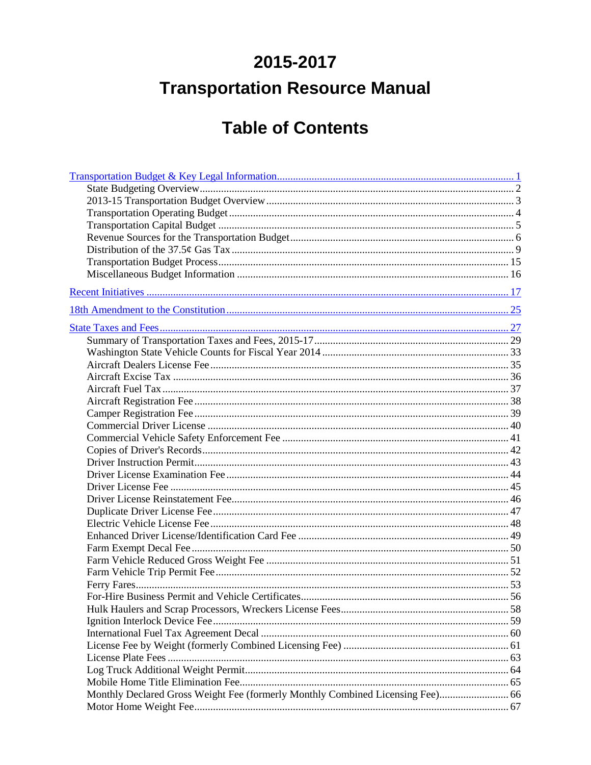# 2015-2017

# Transportation Resource Manual

## Table of Contents

- Transportation Budget & Key Legal Information ........ 1
  - State Budgeting Overview ........ 2
  - 2013-15 Transportation Budget Overview ........ 3
  - Transportation Operating Budget ........ 4
  - Transportation Capital Budget ........ 5
  - Revenue Sources for the Transportation Budget ........ 6
  - Distribution of the 37.5¢ Gas Tax ........ 9
  - Transportation Budget Process ........ 15
  - Miscellaneous Budget Information ........ 16
- Recent Initiatives ........ 17
- 18th Amendment to the Constitution ........ 25
- State Taxes and Fees ........ 27
  - Summary of Transportation Taxes and Fees, 2015-17 ........ 29
  - Washington State Vehicle Counts for Fiscal Year 2014 ........ 33
  - Aircraft Dealers License Fee ........ 35
  - Aircraft Excise Tax ........ 36
  - Aircraft Fuel Tax ........ 37
  - Aircraft Registration Fee ........ 38
  - Camper Registration Fee ........ 39
  - Commercial Driver License ........ 40
  - Commercial Vehicle Safety Enforcement Fee ........ 41
  - Copies of Driver's Records ........ 42
  - Driver Instruction Permit ........ 43
  - Driver License Examination Fee ........ 44
  - Driver License Fee ........ 45
  - Driver License Reinstatement Fee ........ 46
  - Duplicate Driver License Fee ........ 47
  - Electric Vehicle License Fee ........ 48
  - Enhanced Driver License/Identification Card Fee ........ 49
  - Farm Exempt Decal Fee ........ 50
  - Farm Vehicle Reduced Gross Weight Fee ........ 51
  - Farm Vehicle Trip Permit Fee ........ 52
  - Ferry Fares ........ 53
  - For-Hire Business Permit and Vehicle Certificates ........ 56
  - Hulk Haulers and Scrap Processors, Wreckers License Fees ........ 58
  - Ignition Interlock Device Fee ........ 59
  - International Fuel Tax Agreement Decal ........ 60
  - License Fee by Weight (formerly Combined Licensing Fee) ........ 61
  - License Plate Fees ........ 63
  - Log Truck Additional Weight Permit ........ 64
  - Mobile Home Title Elimination Fee ........ 65
  - Monthly Declared Gross Weight Fee (formerly Monthly Combined Licensing Fee) ........ 66
  - Motor Home Weight Fee ........ 67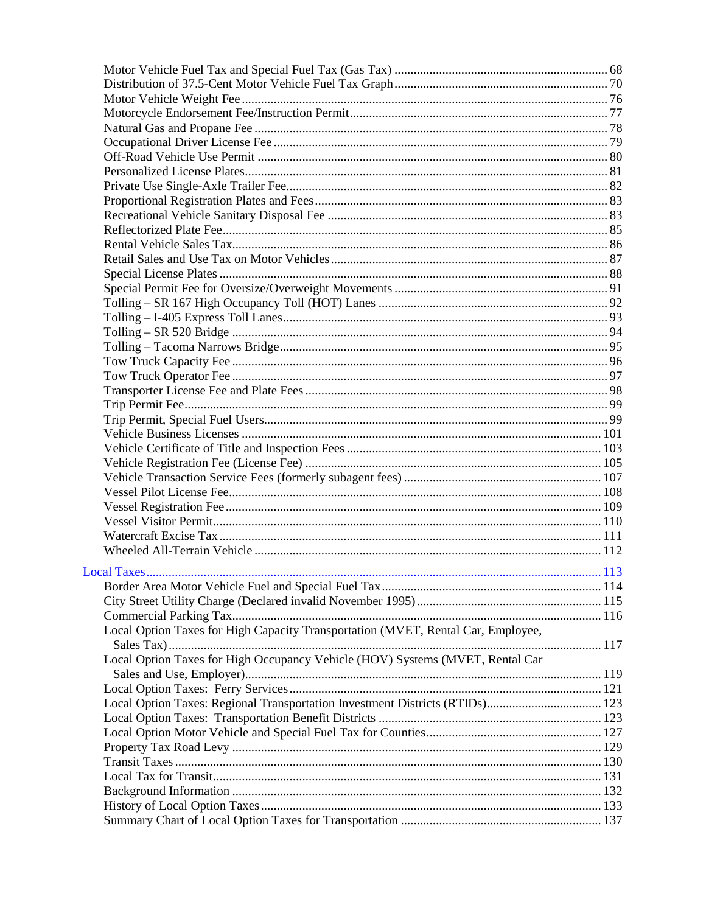Motor Vehicle Fuel Tax and Special Fuel Tax (Gas Tax) .......... 68
Distribution of 37.5-Cent Motor Vehicle Fuel Tax Graph .......... 70
Motor Vehicle Weight Fee .......... 76
Motorcycle Endorsement Fee/Instruction Permit .......... 77
Natural Gas and Propane Fee .......... 78
Occupational Driver License Fee .......... 79
Off-Road Vehicle Use Permit .......... 80
Personalized License Plates .......... 81
Private Use Single-Axle Trailer Fee .......... 82
Proportional Registration Plates and Fees .......... 83
Recreational Vehicle Sanitary Disposal Fee .......... 83
Reflectorized Plate Fee .......... 85
Rental Vehicle Sales Tax .......... 86
Retail Sales and Use Tax on Motor Vehicles .......... 87
Special License Plates .......... 88
Special Permit Fee for Oversize/Overweight Movements .......... 91
Tolling – SR 167 High Occupancy Toll (HOT) Lanes .......... 92
Tolling – I-405 Express Toll Lanes .......... 93
Tolling – SR 520 Bridge .......... 94
Tolling – Tacoma Narrows Bridge .......... 95
Tow Truck Capacity Fee .......... 96
Tow Truck Operator Fee .......... 97
Transporter License Fee and Plate Fees .......... 98
Trip Permit Fee .......... 99
Trip Permit, Special Fuel Users .......... 99
Vehicle Business Licenses .......... 101
Vehicle Certificate of Title and Inspection Fees .......... 103
Vehicle Registration Fee (License Fee) .......... 105
Vehicle Transaction Service Fees (formerly subagent fees) .......... 107
Vessel Pilot License Fee .......... 108
Vessel Registration Fee .......... 109
Vessel Visitor Permit .......... 110
Watercraft Excise Tax .......... 111
Wheeled All-Terrain Vehicle .......... 112

Local Taxes .......... 113

Border Area Motor Vehicle Fuel and Special Fuel Tax .......... 114
City Street Utility Charge (Declared invalid November 1995) .......... 115
Commercial Parking Tax .......... 116
Local Option Taxes for High Capacity Transportation (MVET, Rental Car, Employee, Sales Tax) .......... 117
Local Option Taxes for High Occupancy Vehicle (HOV) Systems (MVET, Rental Car Sales and Use, Employer) .......... 119
Local Option Taxes: Ferry Services .......... 121
Local Option Taxes: Regional Transportation Investment Districts (RTIDs) .......... 123
Local Option Taxes: Transportation Benefit Districts .......... 123
Local Option Motor Vehicle and Special Fuel Tax for Counties .......... 127
Property Tax Road Levy .......... 129
Transit Taxes .......... 130
Local Tax for Transit .......... 131
Background Information .......... 132
History of Local Option Taxes .......... 133
Summary Chart of Local Option Taxes for Transportation .......... 137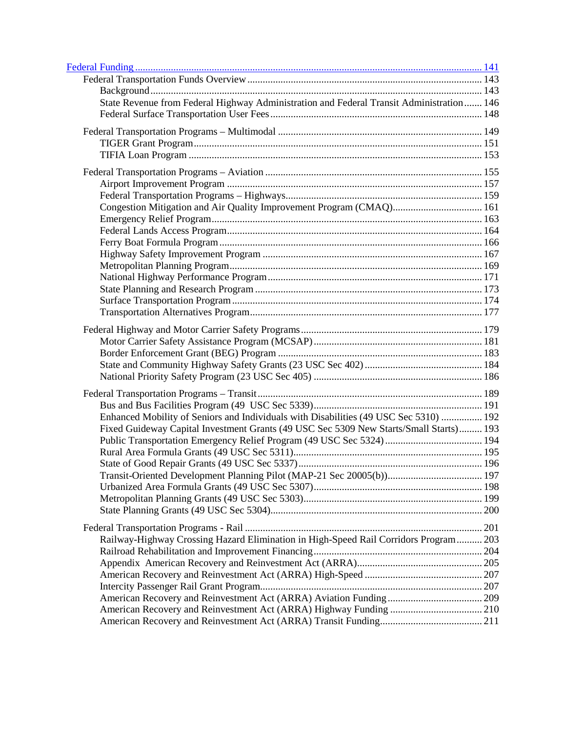[Federal Funding ........................................................................................................................ 141](#)

- Federal Transportation Funds Overview ........................................................................................ 143
  - Background ............................................................................................................................. 143
  - State Revenue from Federal Highway Administration and Federal Transit Administration ....... 146
  - Federal Surface Transportation User Fees ................................................................................ 148
- Federal Transportation Programs – Multimodal ............................................................................ 149
  - TIGER Grant Program ............................................................................................................... 151
  - TIFIA Loan Program ................................................................................................................. 153
- Federal Transportation Programs – Aviation .................................................................................. 155
  - Airport Improvement Program .................................................................................................. 157
  - Federal Transportation Programs – Highways ........................................................................... 159
  - Congestion Mitigation and Air Quality Improvement Program (CMAQ) ................................... 161
  - Emergency Relief Program ....................................................................................................... 163
  - Federal Lands Access Program ................................................................................................. 164
  - Ferry Boat Formula Program .................................................................................................... 166
  - Highway Safety Improvement Program .................................................................................... 167
  - Metropolitan Planning Program ................................................................................................ 169
  - National Highway Performance Program .................................................................................. 171
  - State Planning and Research Program ...................................................................................... 173
  - Surface Transportation Program ............................................................................................... 174
  - Transportation Alternatives Program ......................................................................................... 177
- Federal Highway and Motor Carrier Safety Programs .................................................................... 179
  - Motor Carrier Safety Assistance Program (MCSAP) ................................................................. 181
  - Border Enforcement Grant (BEG) Program ............................................................................... 183
  - State and Community Highway Safety Grants (23 USC Sec 402) ............................................. 184
  - National Priority Safety Program (23 USC Sec 405) ................................................................. 186
- Federal Transportation Programs – Transit ..................................................................................... 189
  - Bus and Bus Facilities Program (49 USC Sec 5339) ................................................................. 191
  - Enhanced Mobility of Seniors and Individuals with Disabilities (49 USC Sec 5310) ................ 192
  - Fixed Guideway Capital Investment Grants (49 USC Sec 5309 New Starts/Small Starts) ......... 193
  - Public Transportation Emergency Relief Program (49 USC Sec 5324) ...................................... 194
  - Rural Area Formula Grants (49 USC Sec 5311) ........................................................................ 195
  - State of Good Repair Grants (49 USC Sec 5337) ...................................................................... 196
  - Transit-Oriented Development Planning Pilot (MAP-21 Sec 20005(b)) .................................... 197
  - Urbanized Area Formula Grants (49 USC Sec 5307) ................................................................ 198
  - Metropolitan Planning Grants (49 USC Sec 5303) .................................................................... 199
  - State Planning Grants (49 USC Sec 5304) ................................................................................. 200
- Federal Transportation Programs - Rail .......................................................................................... 201
  - Railway-Highway Crossing Hazard Elimination in High-Speed Rail Corridors Program .......... 203
  - Railroad Rehabilitation and Improvement Financing ................................................................ 204
  - Appendix American Recovery and Reinvestment Act (ARRA) ................................................ 205
  - American Recovery and Reinvestment Act (ARRA) High-Speed ............................................. 207
  - Intercity Passenger Rail Grant Program ..................................................................................... 207
  - American Recovery and Reinvestment Act (ARRA) Aviation Funding .................................... 209
  - American Recovery and Reinvestment Act (ARRA) Highway Funding ................................... 210
  - American Recovery and Reinvestment Act (ARRA) Transit Funding ....................................... 211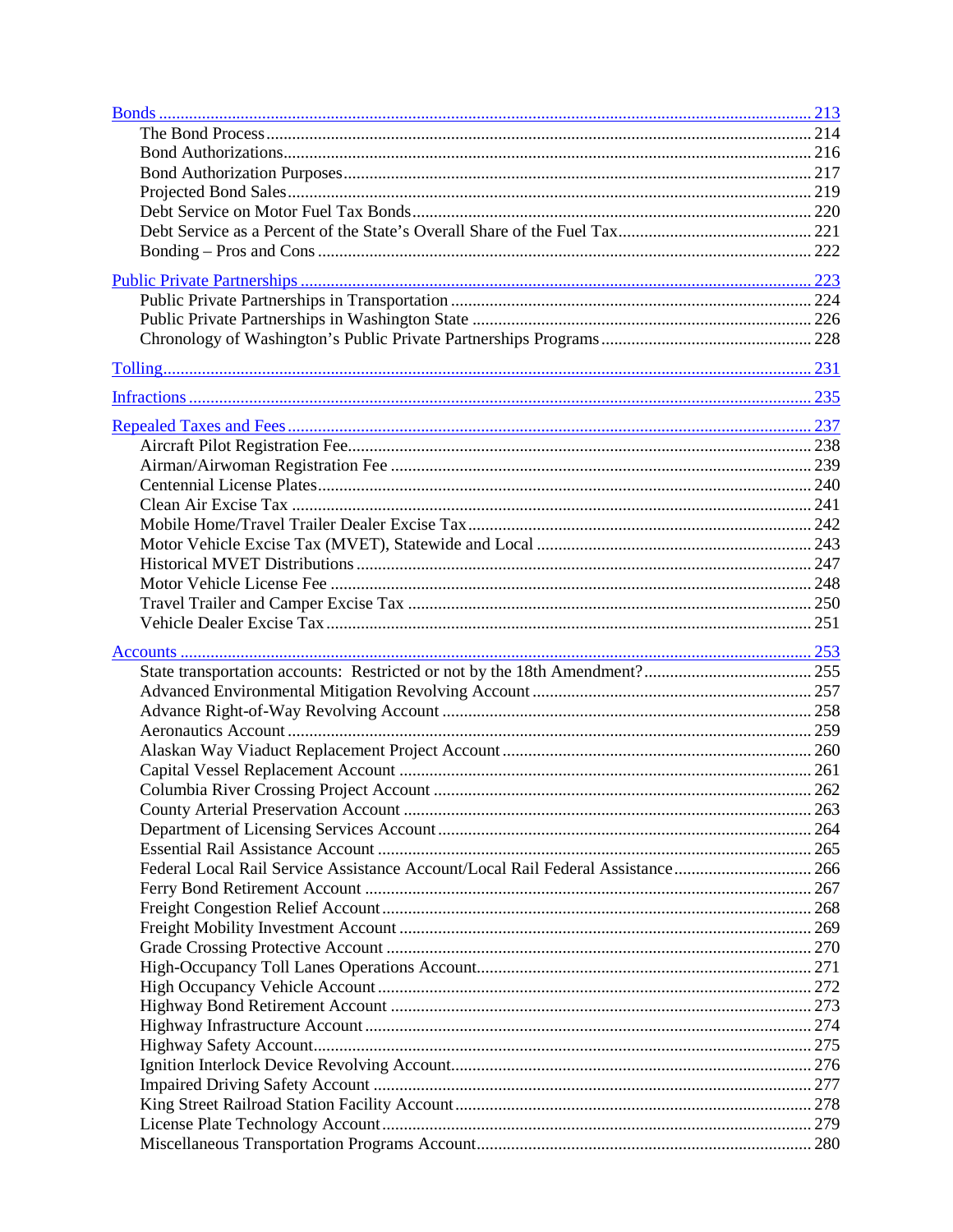[Bonds ... 213](#)
- The Bond Process ... 214
- Bond Authorizations ... 216
- Bond Authorization Purposes ... 217
- Projected Bond Sales ... 219
- Debt Service on Motor Fuel Tax Bonds ... 220
- Debt Service as a Percent of the State's Overall Share of the Fuel Tax ... 221
- Bonding – Pros and Cons ... 222

[Public Private Partnerships ... 223](#)
- Public Private Partnerships in Transportation ... 224
- Public Private Partnerships in Washington State ... 226
- Chronology of Washington's Public Private Partnerships Programs ... 228

[Tolling ... 231](#)

[Infractions ... 235](#)

[Repealed Taxes and Fees ... 237](#)
- Aircraft Pilot Registration Fee ... 238
- Airman/Airwoman Registration Fee ... 239
- Centennial License Plates ... 240
- Clean Air Excise Tax ... 241
- Mobile Home/Travel Trailer Dealer Excise Tax ... 242
- Motor Vehicle Excise Tax (MVET), Statewide and Local ... 243
- Historical MVET Distributions ... 247
- Motor Vehicle License Fee ... 248
- Travel Trailer and Camper Excise Tax ... 250
- Vehicle Dealer Excise Tax ... 251

[Accounts ... 253](#)
- State transportation accounts: Restricted or not by the 18th Amendment? ... 255
- Advanced Environmental Mitigation Revolving Account ... 257
- Advance Right-of-Way Revolving Account ... 258
- Aeronautics Account ... 259
- Alaskan Way Viaduct Replacement Project Account ... 260
- Capital Vessel Replacement Account ... 261
- Columbia River Crossing Project Account ... 262
- County Arterial Preservation Account ... 263
- Department of Licensing Services Account ... 264
- Essential Rail Assistance Account ... 265
- Federal Local Rail Service Assistance Account/Local Rail Federal Assistance ... 266
- Ferry Bond Retirement Account ... 267
- Freight Congestion Relief Account ... 268
- Freight Mobility Investment Account ... 269
- Grade Crossing Protective Account ... 270
- High-Occupancy Toll Lanes Operations Account ... 271
- High Occupancy Vehicle Account ... 272
- Highway Bond Retirement Account ... 273
- Highway Infrastructure Account ... 274
- Highway Safety Account ... 275
- Ignition Interlock Device Revolving Account ... 276
- Impaired Driving Safety Account ... 277
- King Street Railroad Station Facility Account ... 278
- License Plate Technology Account ... 279
- Miscellaneous Transportation Programs Account ... 280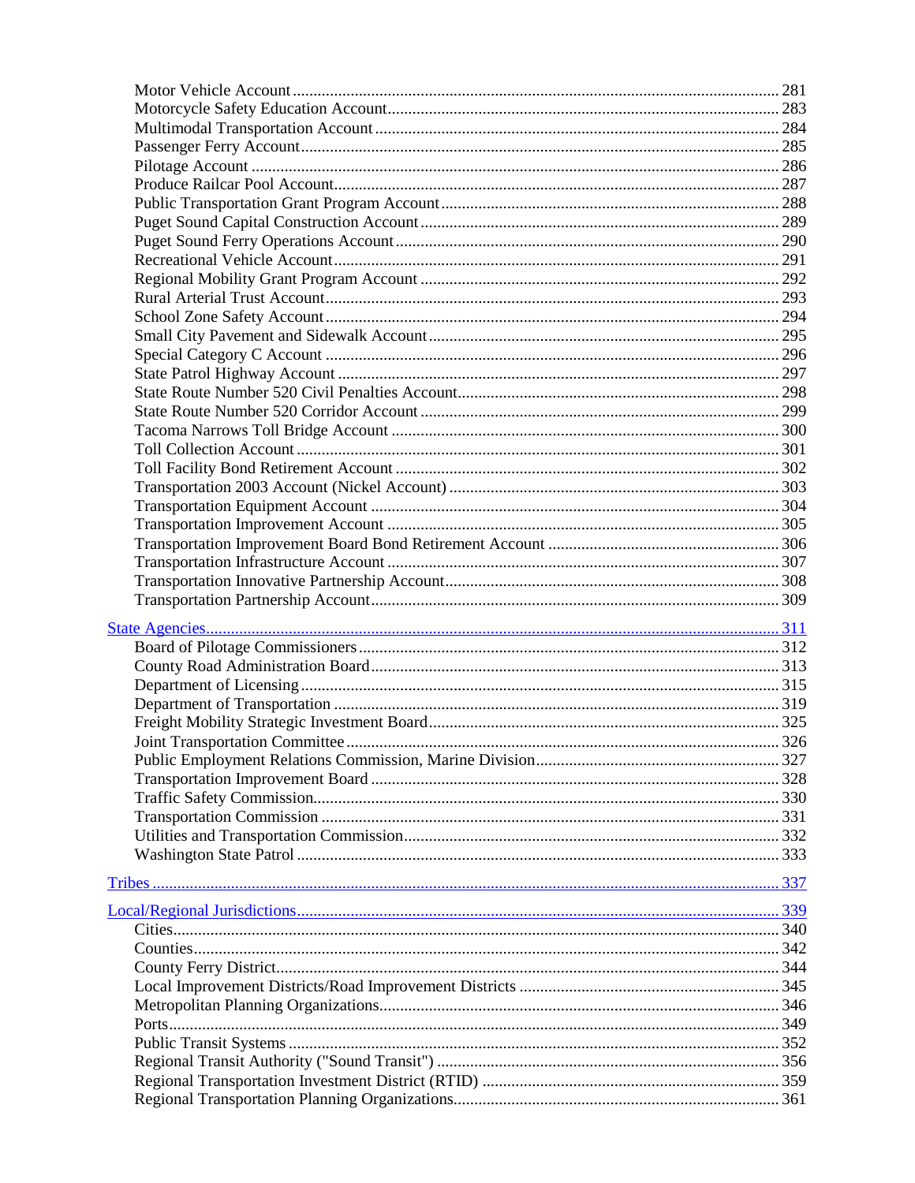Motor Vehicle Account ........................................................................................................ 281
Motorcycle Safety Education Account ................................................................................ 283
Multimodal Transportation Account .................................................................................... 284
Passenger Ferry Account ..................................................................................................... 285
Pilotage Account .................................................................................................................. 286
Produce Railcar Pool Account .............................................................................................. 287
Public Transportation Grant Program Account .................................................................... 288
Puget Sound Capital Construction Account .......................................................................... 289
Puget Sound Ferry Operations Account ............................................................................... 290
Recreational Vehicle Account .............................................................................................. 291
Regional Mobility Grant Program Account .......................................................................... 292
Rural Arterial Trust Account ................................................................................................ 293
School Zone Safety Account ................................................................................................ 294
Small City Pavement and Sidewalk Account ........................................................................ 295
Special Category C Account ................................................................................................ 296
State Patrol Highway Account ............................................................................................. 297
State Route Number 520 Civil Penalties Account ................................................................ 298
State Route Number 520 Corridor Account .......................................................................... 299
Tacoma Narrows Toll Bridge Account ................................................................................. 300
Toll Collection Account ....................................................................................................... 301
Toll Facility Bond Retirement Account ................................................................................ 302
Transportation 2003 Account (Nickel Account) .................................................................. 303
Transportation Equipment Account ..................................................................................... 304
Transportation Improvement Account .................................................................................. 305
Transportation Improvement Board Bond Retirement Account ............................................ 306
Transportation Infrastructure Account ................................................................................. 307
Transportation Innovative Partnership Account ................................................................... 308
Transportation Partnership Account ..................................................................................... 309

State Agencies ..................................................................................................................... 311
Board of Pilotage Commissioners ......................................................................................... 312
County Road Administration Board ..................................................................................... 313
Department of Licensing ..................................................................................................... 315
Department of Transportation .............................................................................................. 319
Freight Mobility Strategic Investment Board ........................................................................ 325
Joint Transportation Committee ........................................................................................... 326
Public Employment Relations Commission, Marine Division .............................................. 327
Transportation Improvement Board ..................................................................................... 328
Traffic Safety Commission .................................................................................................. 330
Transportation Commission ................................................................................................ 331
Utilities and Transportation Commission ............................................................................. 332
Washington State Patrol ...................................................................................................... 333

Tribes ................................................................................................................................. 337

Local/Regional Jurisdictions ................................................................................................ 339
Cities .................................................................................................................................. 340
Counties ............................................................................................................................. 342
County Ferry District ........................................................................................................... 344
Local Improvement Districts/Road Improvement Districts .................................................. 345
Metropolitan Planning Organizations ................................................................................... 346
Ports ................................................................................................................................... 349
Public Transit Systems ........................................................................................................ 352
Regional Transit Authority ("Sound Transit") ...................................................................... 356
Regional Transportation Investment District (RTID) ........................................................... 359
Regional Transportation Planning Organizations .................................................................. 361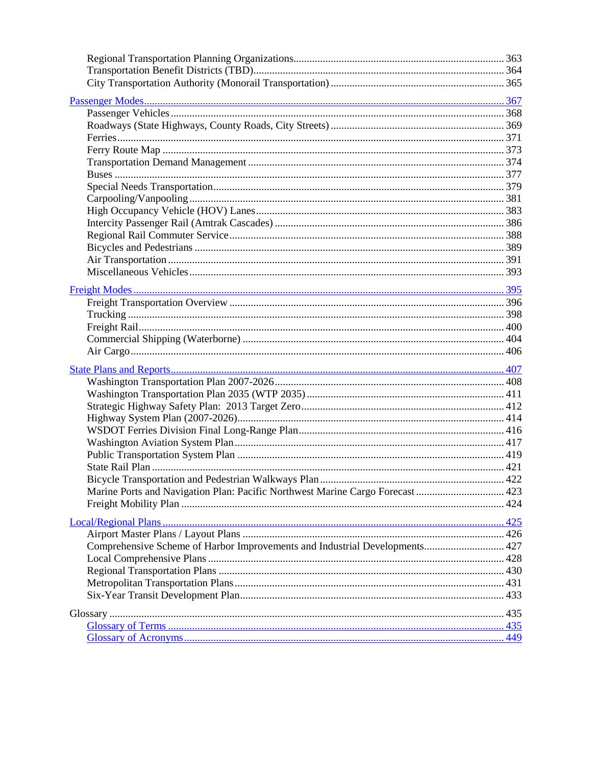Regional Transportation Planning Organizations ........ 363
Transportation Benefit Districts (TBD) ........ 364
City Transportation Authority (Monorail Transportation) ........ 365

[Passenger Modes ........ 367]
Passenger Vehicles ........ 368
Roadways (State Highways, County Roads, City Streets) ........ 369
Ferries ........ 371
Ferry Route Map ........ 373
Transportation Demand Management ........ 374
Buses ........ 377
Special Needs Transportation ........ 379
Carpooling/Vanpooling ........ 381
High Occupancy Vehicle (HOV) Lanes ........ 383
Intercity Passenger Rail (Amtrak Cascades) ........ 386
Regional Rail Commuter Service ........ 388
Bicycles and Pedestrians ........ 389
Air Transportation ........ 391
Miscellaneous Vehicles ........ 393

[Freight Modes ........ 395]
Freight Transportation Overview ........ 396
Trucking ........ 398
Freight Rail ........ 400
Commercial Shipping (Waterborne) ........ 404
Air Cargo ........ 406

[State Plans and Reports ........ 407]
Washington Transportation Plan 2007-2026 ........ 408
Washington Transportation Plan 2035 (WTP 2035) ........ 411
Strategic Highway Safety Plan: 2013 Target Zero ........ 412
Highway System Plan (2007-2026) ........ 414
WSDOT Ferries Division Final Long-Range Plan ........ 416
Washington Aviation System Plan ........ 417
Public Transportation System Plan ........ 419
State Rail Plan ........ 421
Bicycle Transportation and Pedestrian Walkways Plan ........ 422
Marine Ports and Navigation Plan: Pacific Northwest Marine Cargo Forecast ........ 423
Freight Mobility Plan ........ 424

[Local/Regional Plans ........ 425]
Airport Master Plans / Layout Plans ........ 426
Comprehensive Scheme of Harbor Improvements and Industrial Developments ........ 427
Local Comprehensive Plans ........ 428
Regional Transportation Plans ........ 430
Metropolitan Transportation Plans ........ 431
Six-Year Transit Development Plan ........ 433

Glossary ........ 435
[Glossary of Terms ........ 435]
[Glossary of Acronyms ........ 449]